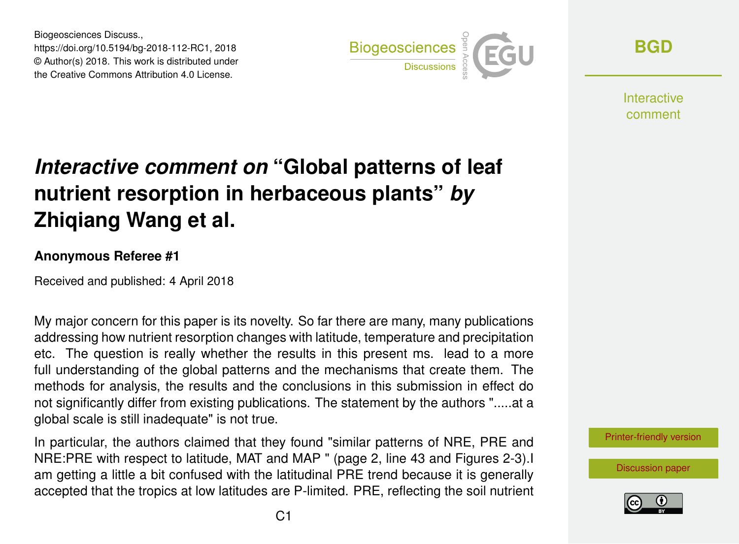Biogeosciences Discuss.,
https://doi.org/10.5194/bg-2018-112-RC1, 2018
© Author(s) 2018. This work is distributed under
the Creative Commons Attribution 4.0 License.

# *Interactive comment on* "Global patterns of leaf nutrient resorption in herbaceous plants" *by* Zhiqiang Wang et al.

### Anonymous Referee #1

Received and published: 4 April 2018

My major concern for this paper is its novelty. So far there are many, many publications addressing how nutrient resorption changes with latitude, temperature and precipitation etc. The question is really whether the results in this present ms. lead to a more full understanding of the global patterns and the mechanisms that create them. The methods for analysis, the results and the conclusions in this submission in effect do not significantly differ from existing publications. The statement by the authors ".....at a global scale is still inadequate" is not true.

In particular, the authors claimed that they found "similar patterns of NRE, PRE and NRE:PRE with respect to latitude, MAT and MAP " (page 2, line 43 and Figures 2-3).I am getting a little a bit confused with the latitudinal PRE trend because it is generally accepted that the tropics at low latitudes are P-limited. PRE, reflecting the soil nutrient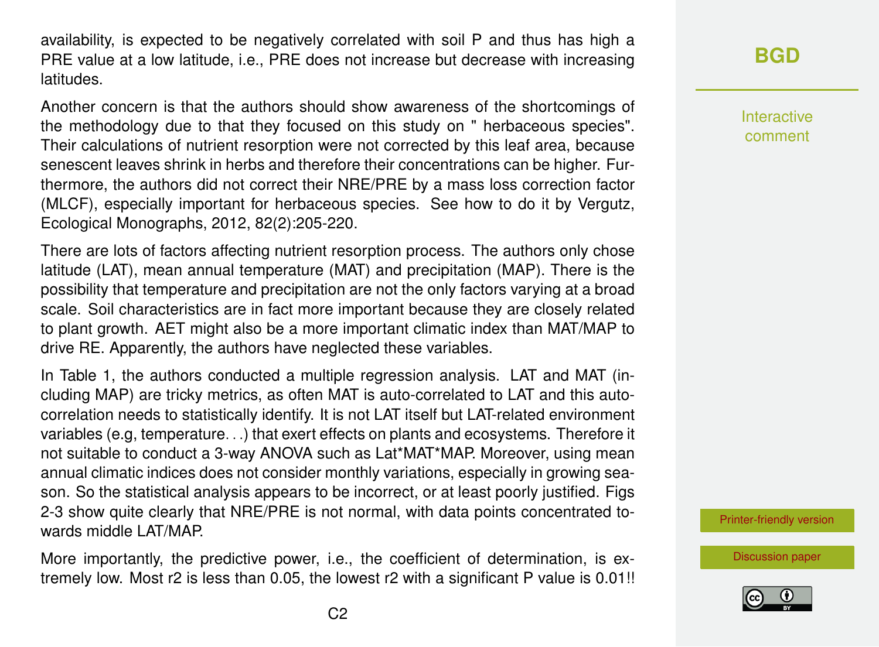availability, is expected to be negatively correlated with soil P and thus has high a PRE value at a low latitude, i.e., PRE does not increase but decrease with increasing latitudes.

Another concern is that the authors should show awareness of the shortcomings of the methodology due to that they focused on this study on " herbaceous species". Their calculations of nutrient resorption were not corrected by this leaf area, because senescent leaves shrink in herbs and therefore their concentrations can be higher. Furthermore, the authors did not correct their NRE/PRE by a mass loss correction factor (MLCF), especially important for herbaceous species. See how to do it by Vergutz, Ecological Monographs, 2012, 82(2):205-220.

There are lots of factors affecting nutrient resorption process. The authors only chose latitude (LAT), mean annual temperature (MAT) and precipitation (MAP). There is the possibility that temperature and precipitation are not the only factors varying at a broad scale. Soil characteristics are in fact more important because they are closely related to plant growth. AET might also be a more important climatic index than MAT/MAP to drive RE. Apparently, the authors have neglected these variables.

In Table 1, the authors conducted a multiple regression analysis. LAT and MAT (including MAP) are tricky metrics, as often MAT is auto-correlated to LAT and this auto-correlation needs to statistically identify. It is not LAT itself but LAT-related environment variables (e.g, temperature. . .) that exert effects on plants and ecosystems. Therefore it not suitable to conduct a 3-way ANOVA such as Lat*MAT*MAP. Moreover, using mean annual climatic indices does not consider monthly variations, especially in growing season. So the statistical analysis appears to be incorrect, or at least poorly justified. Figs 2-3 show quite clearly that NRE/PRE is not normal, with data points concentrated towards middle LAT/MAP.

More importantly, the predictive power, i.e., the coefficient of determination, is extremely low. Most $r^2$ is less than 0.05, the lowest $r^2$ with a significant P value is 0.01!!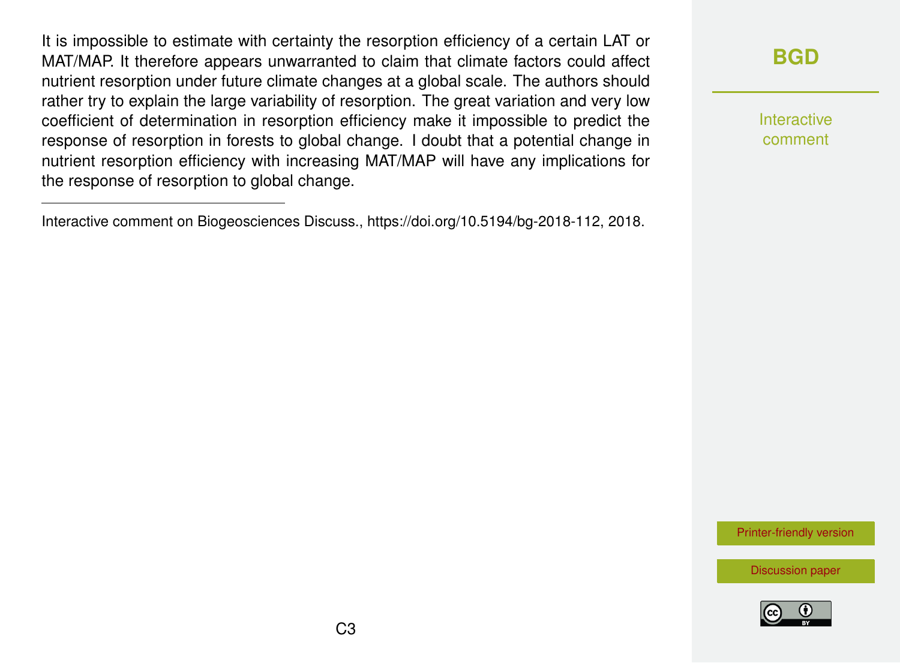It is impossible to estimate with certainty the resorption efficiency of a certain LAT or MAT/MAP. It therefore appears unwarranted to claim that climate factors could affect nutrient resorption under future climate changes at a global scale. The authors should rather try to explain the large variability of resorption. The great variation and very low coefficient of determination in resorption efficiency make it impossible to predict the response of resorption in forests to global change. I doubt that a potential change in nutrient resorption efficiency with increasing MAT/MAP will have any implications for the response of resorption to global change.

---

Interactive comment on Biogeosciences Discuss., https://doi.org/10.5194/bg-2018-112, 2018.